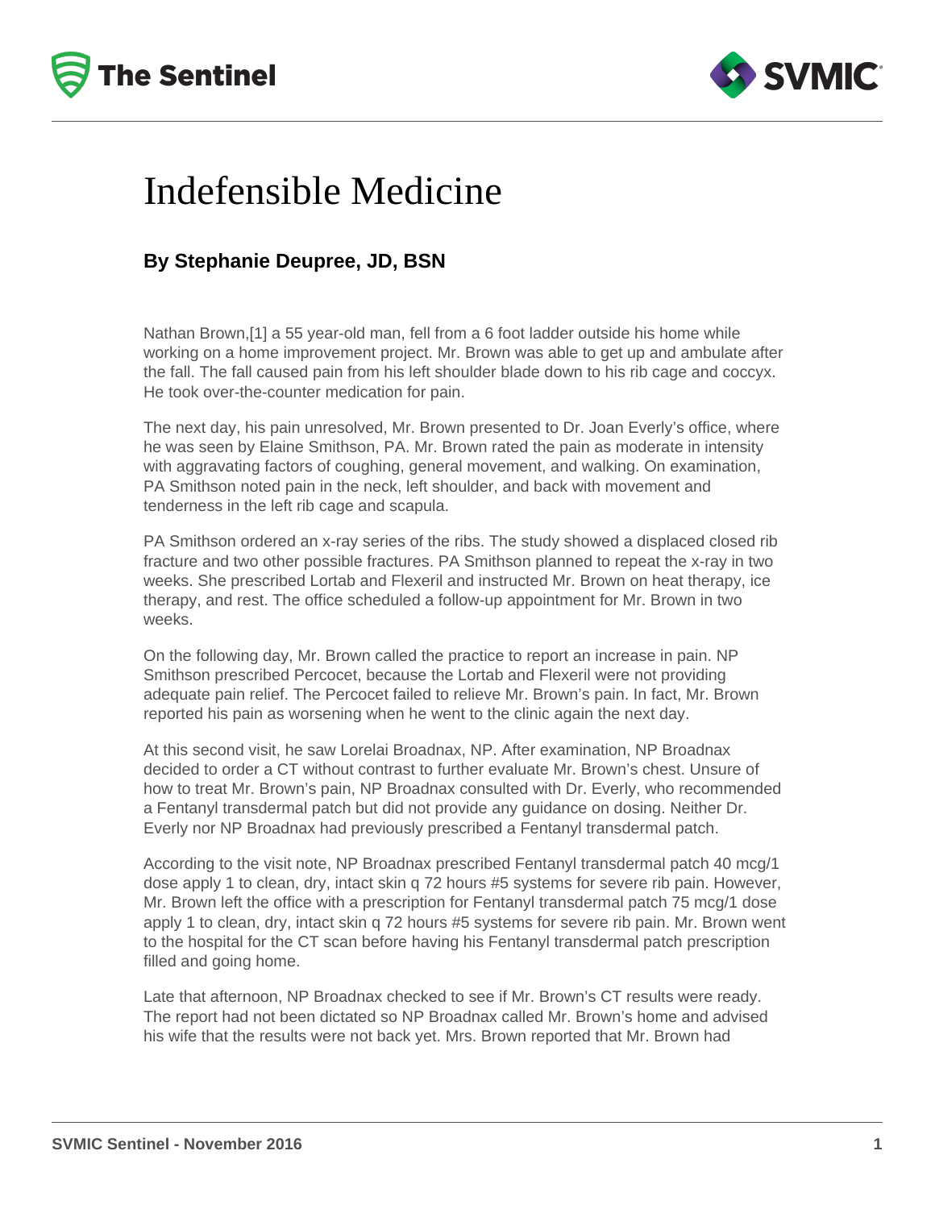# Indefensible Medicine

### By Stephanie Deupree, JD, BSN

Nathan Brown,[1] a 55 year-old man, fell from a 6 foot ladder outside his home while working on a home improvement project. Mr. Brown was able to get up and ambulate after the fall. The fall caused pain from his left shoulder blade down to his rib cage and coccyx. He took over-the-counter medication for pain.

The next day, his pain unresolved, Mr. Brown presented to Dr. Joan Everly's office, where he was seen by Elaine Smithson, PA. Mr. Brown rated the pain as moderate in intensity with aggravating factors of coughing, general movement, and walking. On examination, PA Smithson noted pain in the neck, left shoulder, and back with movement and tenderness in the left rib cage and scapula.

PA Smithson ordered an x-ray series of the ribs. The study showed a displaced closed rib fracture and two other possible fractures. PA Smithson planned to repeat the x-ray in two weeks. She prescribed Lortab and Flexeril and instructed Mr. Brown on heat therapy, ice therapy, and rest. The office scheduled a follow-up appointment for Mr. Brown in two weeks.

On the following day, Mr. Brown called the practice to report an increase in pain. NP Smithson prescribed Percocet, because the Lortab and Flexeril were not providing adequate pain relief. The Percocet failed to relieve Mr. Brown's pain. In fact, Mr. Brown reported his pain as worsening when he went to the clinic again the next day.

At this second visit, he saw Lorelai Broadnax, NP. After examination, NP Broadnax decided to order a CT without contrast to further evaluate Mr. Brown's chest. Unsure of how to treat Mr. Brown's pain, NP Broadnax consulted with Dr. Everly, who recommended a Fentanyl transdermal patch but did not provide any guidance on dosing. Neither Dr. Everly nor NP Broadnax had previously prescribed a Fentanyl transdermal patch.

According to the visit note, NP Broadnax prescribed Fentanyl transdermal patch 40 mcg/1 dose apply 1 to clean, dry, intact skin q 72 hours #5 systems for severe rib pain. However, Mr. Brown left the office with a prescription for Fentanyl transdermal patch 75 mcg/1 dose apply 1 to clean, dry, intact skin q 72 hours #5 systems for severe rib pain. Mr. Brown went to the hospital for the CT scan before having his Fentanyl transdermal patch prescription filled and going home.

Late that afternoon, NP Broadnax checked to see if Mr. Brown's CT results were ready. The report had not been dictated so NP Broadnax called Mr. Brown's home and advised his wife that the results were not back yet. Mrs. Brown reported that Mr. Brown had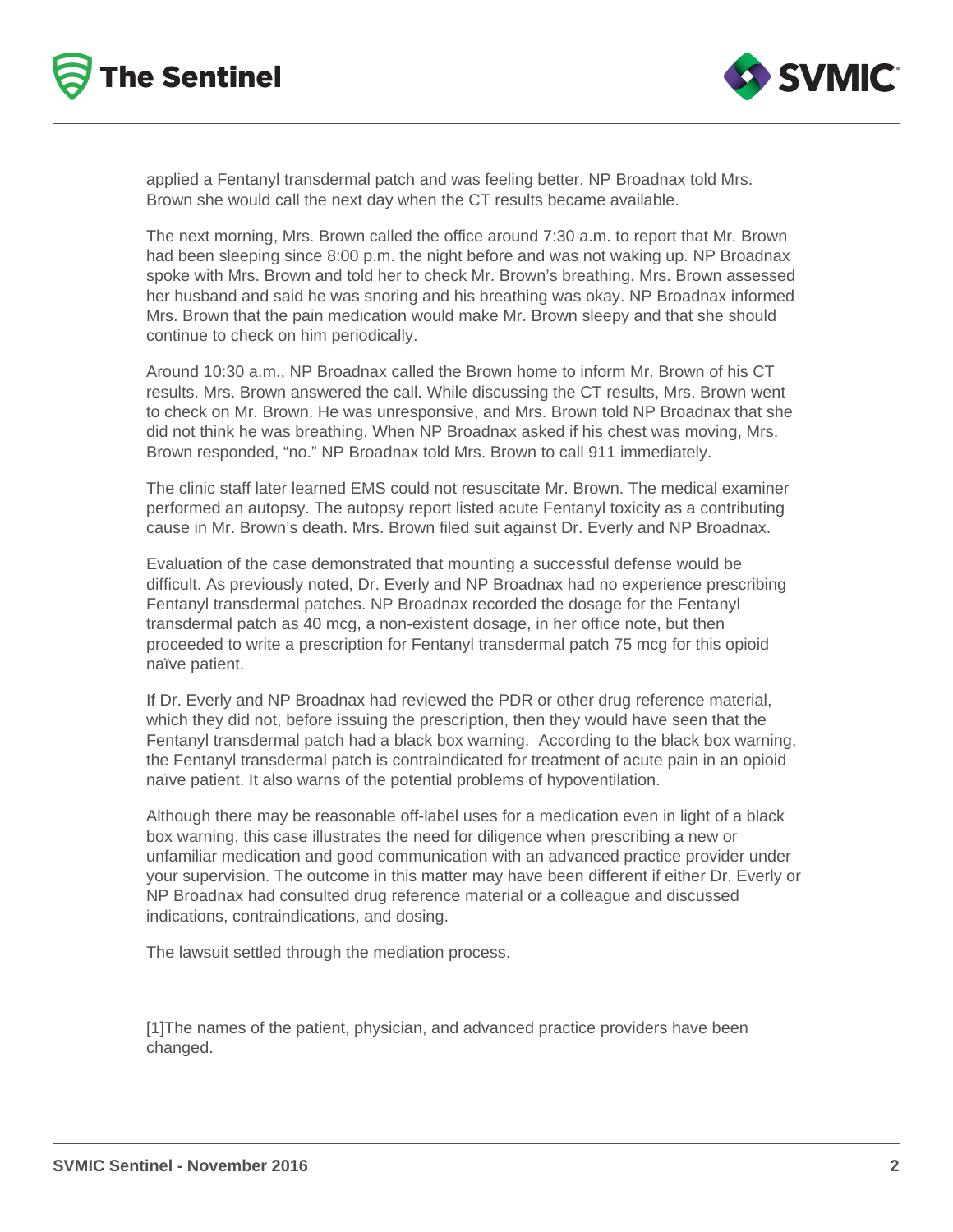applied a Fentanyl transdermal patch and was feeling better. NP Broadnax told Mrs. Brown she would call the next day when the CT results became available.

The next morning, Mrs. Brown called the office around 7:30 a.m. to report that Mr. Brown had been sleeping since 8:00 p.m. the night before and was not waking up. NP Broadnax spoke with Mrs. Brown and told her to check Mr. Brown's breathing. Mrs. Brown assessed her husband and said he was snoring and his breathing was okay. NP Broadnax informed Mrs. Brown that the pain medication would make Mr. Brown sleepy and that she should continue to check on him periodically.

Around 10:30 a.m., NP Broadnax called the Brown home to inform Mr. Brown of his CT results. Mrs. Brown answered the call. While discussing the CT results, Mrs. Brown went to check on Mr. Brown. He was unresponsive, and Mrs. Brown told NP Broadnax that she did not think he was breathing. When NP Broadnax asked if his chest was moving, Mrs. Brown responded, "no." NP Broadnax told Mrs. Brown to call 911 immediately.

The clinic staff later learned EMS could not resuscitate Mr. Brown. The medical examiner performed an autopsy. The autopsy report listed acute Fentanyl toxicity as a contributing cause in Mr. Brown's death. Mrs. Brown filed suit against Dr. Everly and NP Broadnax.

Evaluation of the case demonstrated that mounting a successful defense would be difficult. As previously noted, Dr. Everly and NP Broadnax had no experience prescribing Fentanyl transdermal patches. NP Broadnax recorded the dosage for the Fentanyl transdermal patch as 40 mcg, a non-existent dosage, in her office note, but then proceeded to write a prescription for Fentanyl transdermal patch 75 mcg for this opioid naïve patient.

If Dr. Everly and NP Broadnax had reviewed the PDR or other drug reference material, which they did not, before issuing the prescription, then they would have seen that the Fentanyl transdermal patch had a black box warning. According to the black box warning, the Fentanyl transdermal patch is contraindicated for treatment of acute pain in an opioid naïve patient. It also warns of the potential problems of hypoventilation.

Although there may be reasonable off-label uses for a medication even in light of a black box warning, this case illustrates the need for diligence when prescribing a new or unfamiliar medication and good communication with an advanced practice provider under your supervision. The outcome in this matter may have been different if either Dr. Everly or NP Broadnax had consulted drug reference material or a colleague and discussed indications, contraindications, and dosing.

The lawsuit settled through the mediation process.

[1]The names of the patient, physician, and advanced practice providers have been changed.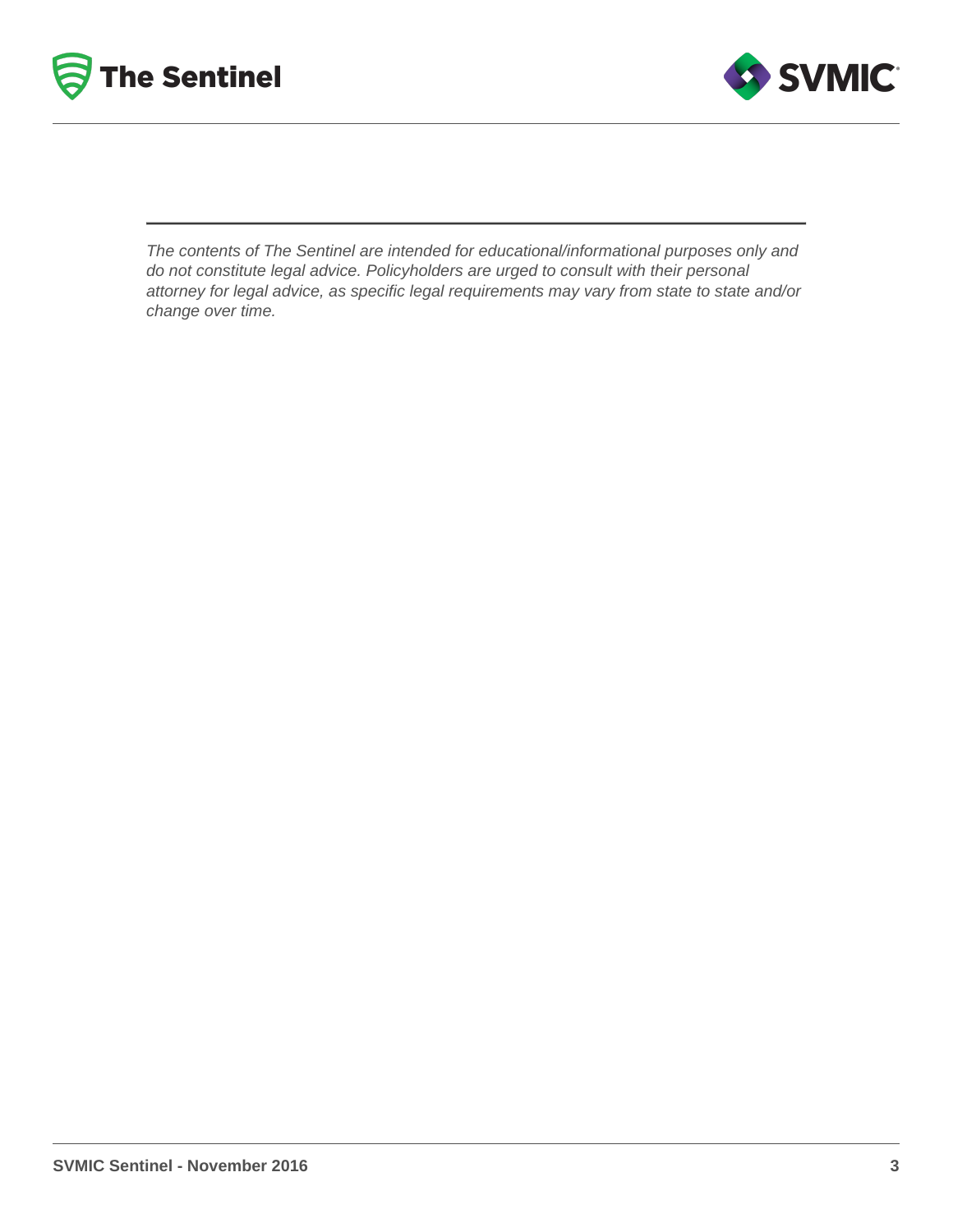---

*The contents of The Sentinel are intended for educational/informational purposes only and do not constitute legal advice. Policyholders are urged to consult with their personal attorney for legal advice, as specific legal requirements may vary from state to state and/or change over time.*